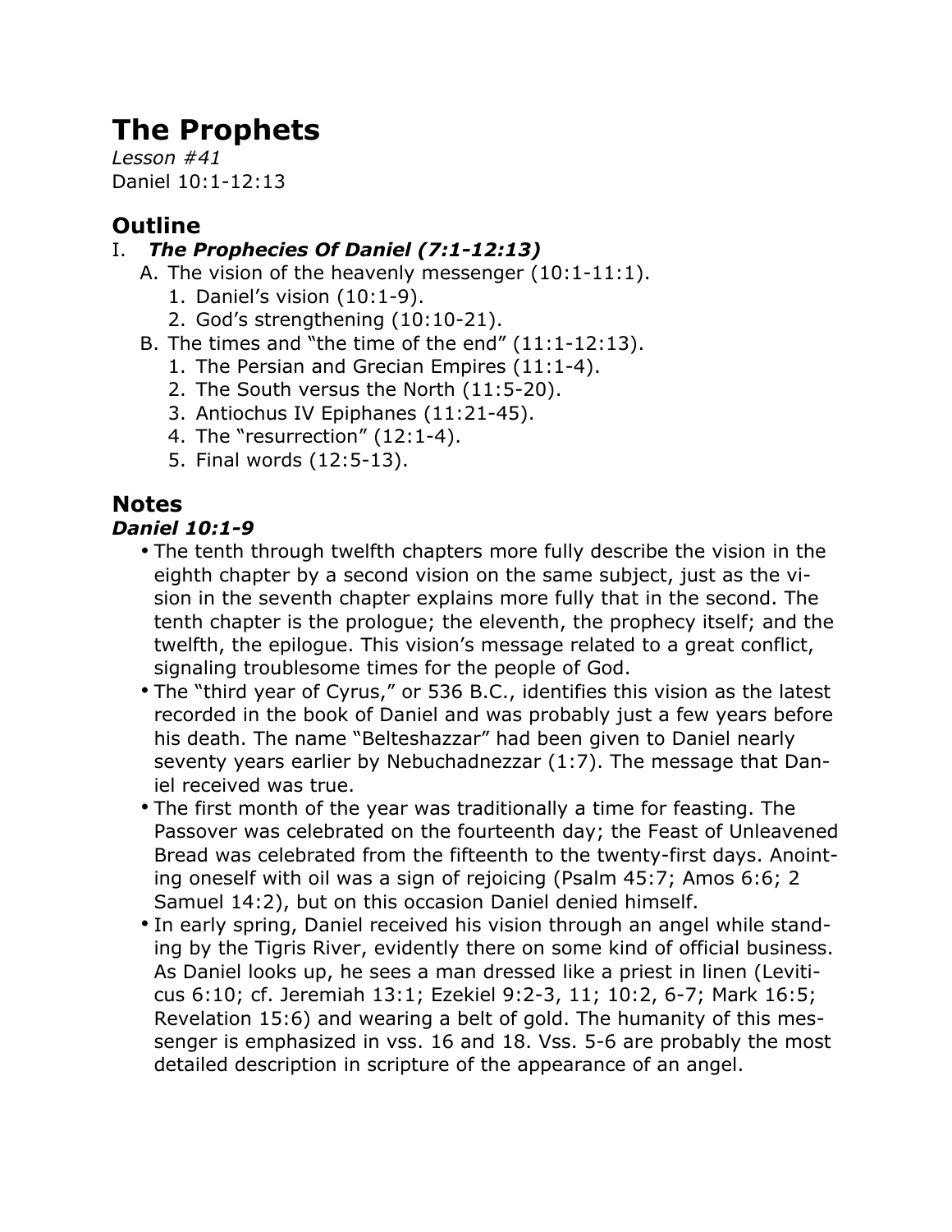# The Prophets

*Lesson #41*
Daniel 10:1-12:13

## Outline

I. ***The Prophecies Of Daniel (7:1-12:13)***
   A. The vision of the heavenly messenger (10:1-11:1).
      1. Daniel's vision (10:1-9).
      2. God's strengthening (10:10-21).
   B. The times and "the time of the end" (11:1-12:13).
      1. The Persian and Grecian Empires (11:1-4).
      2. The South versus the North (11:5-20).
      3. Antiochus IV Epiphanes (11:21-45).
      4. The "resurrection" (12:1-4).
      5. Final words (12:5-13).

## Notes

### *Daniel 10:1-9*

- The tenth through twelfth chapters more fully describe the vision in the eighth chapter by a second vision on the same subject, just as the vision in the seventh chapter explains more fully that in the second. The tenth chapter is the prologue; the eleventh, the prophecy itself; and the twelfth, the epilogue. This vision's message related to a great conflict, signaling troublesome times for the people of God.
- The "third year of Cyrus," or 536 B.C., identifies this vision as the latest recorded in the book of Daniel and was probably just a few years before his death. The name "Belteshazzar" had been given to Daniel nearly seventy years earlier by Nebuchadnezzar (1:7). The message that Daniel received was true.
- The first month of the year was traditionally a time for feasting. The Passover was celebrated on the fourteenth day; the Feast of Unleavened Bread was celebrated from the fifteenth to the twenty-first days. Anointing oneself with oil was a sign of rejoicing (Psalm 45:7; Amos 6:6; 2 Samuel 14:2), but on this occasion Daniel denied himself.
- In early spring, Daniel received his vision through an angel while standing by the Tigris River, evidently there on some kind of official business. As Daniel looks up, he sees a man dressed like a priest in linen (Leviticus 6:10; cf. Jeremiah 13:1; Ezekiel 9:2-3, 11; 10:2, 6-7; Mark 16:5; Revelation 15:6) and wearing a belt of gold. The humanity of this messenger is emphasized in vss. 16 and 18. Vss. 5-6 are probably the most detailed description in scripture of the appearance of an angel.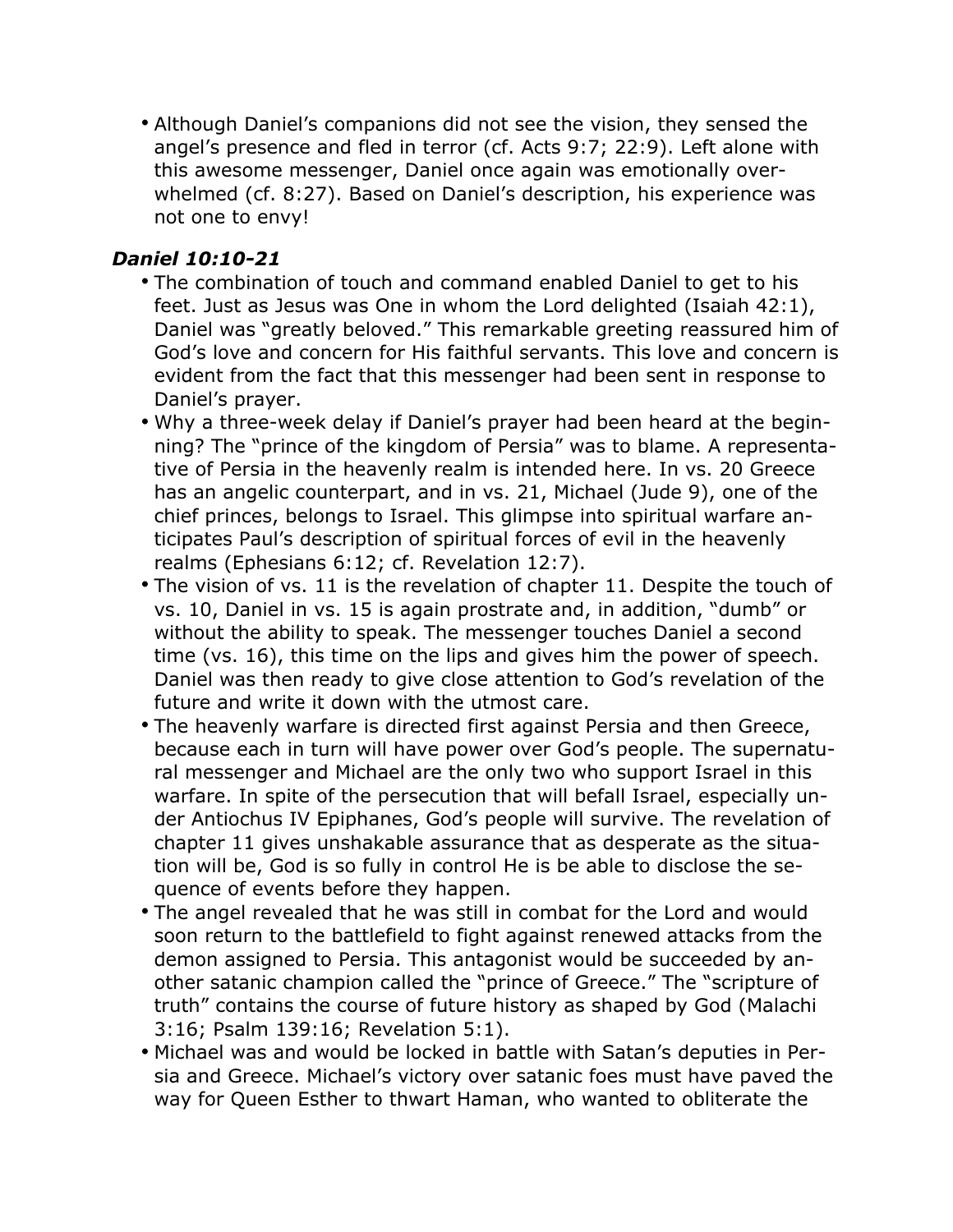- Although Daniel's companions did not see the vision, they sensed the angel's presence and fled in terror (cf. Acts 9:7; 22:9). Left alone with this awesome messenger, Daniel once again was emotionally overwhelmed (cf. 8:27). Based on Daniel's description, his experience was not one to envy!

### *Daniel 10:10-21*

- The combination of touch and command enabled Daniel to get to his feet. Just as Jesus was One in whom the Lord delighted (Isaiah 42:1), Daniel was "greatly beloved." This remarkable greeting reassured him of God's love and concern for His faithful servants. This love and concern is evident from the fact that this messenger had been sent in response to Daniel's prayer.
- Why a three-week delay if Daniel's prayer had been heard at the beginning? The "prince of the kingdom of Persia" was to blame. A representative of Persia in the heavenly realm is intended here. In vs. 20 Greece has an angelic counterpart, and in vs. 21, Michael (Jude 9), one of the chief princes, belongs to Israel. This glimpse into spiritual warfare anticipates Paul's description of spiritual forces of evil in the heavenly realms (Ephesians 6:12; cf. Revelation 12:7).
- The vision of vs. 11 is the revelation of chapter 11. Despite the touch of vs. 10, Daniel in vs. 15 is again prostrate and, in addition, "dumb" or without the ability to speak. The messenger touches Daniel a second time (vs. 16), this time on the lips and gives him the power of speech. Daniel was then ready to give close attention to God's revelation of the future and write it down with the utmost care.
- The heavenly warfare is directed first against Persia and then Greece, because each in turn will have power over God's people. The supernatural messenger and Michael are the only two who support Israel in this warfare. In spite of the persecution that will befall Israel, especially under Antiochus IV Epiphanes, God's people will survive. The revelation of chapter 11 gives unshakable assurance that as desperate as the situation will be, God is so fully in control He is be able to disclose the sequence of events before they happen.
- The angel revealed that he was still in combat for the Lord and would soon return to the battlefield to fight against renewed attacks from the demon assigned to Persia. This antagonist would be succeeded by another satanic champion called the "prince of Greece." The "scripture of truth" contains the course of future history as shaped by God (Malachi 3:16; Psalm 139:16; Revelation 5:1).
- Michael was and would be locked in battle with Satan's deputies in Persia and Greece. Michael's victory over satanic foes must have paved the way for Queen Esther to thwart Haman, who wanted to obliterate the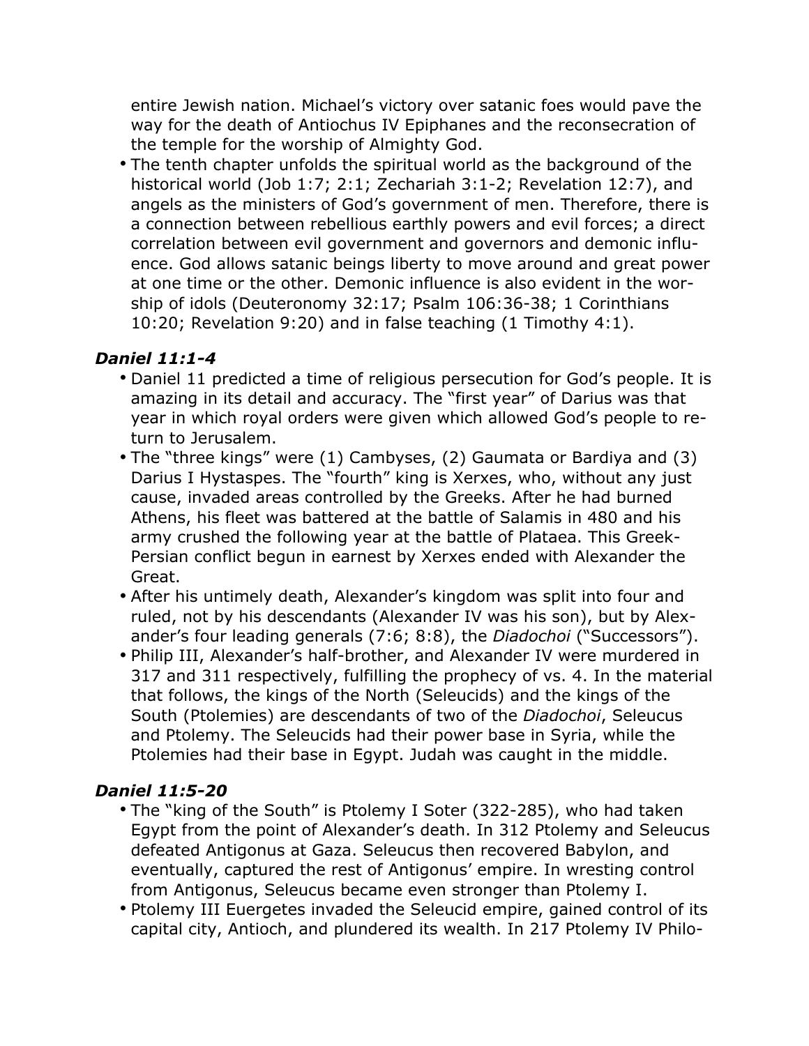entire Jewish nation. Michael's victory over satanic foes would pave the way for the death of Antiochus IV Epiphanes and the reconsecration of the temple for the worship of Almighty God.

- The tenth chapter unfolds the spiritual world as the background of the historical world (Job 1:7; 2:1; Zechariah 3:1-2; Revelation 12:7), and angels as the ministers of God's government of men. Therefore, there is a connection between rebellious earthly powers and evil forces; a direct correlation between evil government and governors and demonic influence. God allows satanic beings liberty to move around and great power at one time or the other. Demonic influence is also evident in the worship of idols (Deuteronomy 32:17; Psalm 106:36-38; 1 Corinthians 10:20; Revelation 9:20) and in false teaching (1 Timothy 4:1).

### *Daniel 11:1-4*

- Daniel 11 predicted a time of religious persecution for God's people. It is amazing in its detail and accuracy. The "first year" of Darius was that year in which royal orders were given which allowed God's people to return to Jerusalem.
- The "three kings" were (1) Cambyses, (2) Gaumata or Bardiya and (3) Darius I Hystaspes. The "fourth" king is Xerxes, who, without any just cause, invaded areas controlled by the Greeks. After he had burned Athens, his fleet was battered at the battle of Salamis in 480 and his army crushed the following year at the battle of Plataea. This Greek-Persian conflict begun in earnest by Xerxes ended with Alexander the Great.
- After his untimely death, Alexander's kingdom was split into four and ruled, not by his descendants (Alexander IV was his son), but by Alexander's four leading generals (7:6; 8:8), the *Diadochoi* ("Successors").
- Philip III, Alexander's half-brother, and Alexander IV were murdered in 317 and 311 respectively, fulfilling the prophecy of vs. 4. In the material that follows, the kings of the North (Seleucids) and the kings of the South (Ptolemies) are descendants of two of the *Diadochoi*, Seleucus and Ptolemy. The Seleucids had their power base in Syria, while the Ptolemies had their base in Egypt. Judah was caught in the middle.

### *Daniel 11:5-20*

- The "king of the South" is Ptolemy I Soter (322-285), who had taken Egypt from the point of Alexander's death. In 312 Ptolemy and Seleucus defeated Antigonus at Gaza. Seleucus then recovered Babylon, and eventually, captured the rest of Antigonus' empire. In wresting control from Antigonus, Seleucus became even stronger than Ptolemy I.
- Ptolemy III Euergetes invaded the Seleucid empire, gained control of its capital city, Antioch, and plundered its wealth. In 217 Ptolemy IV Philo-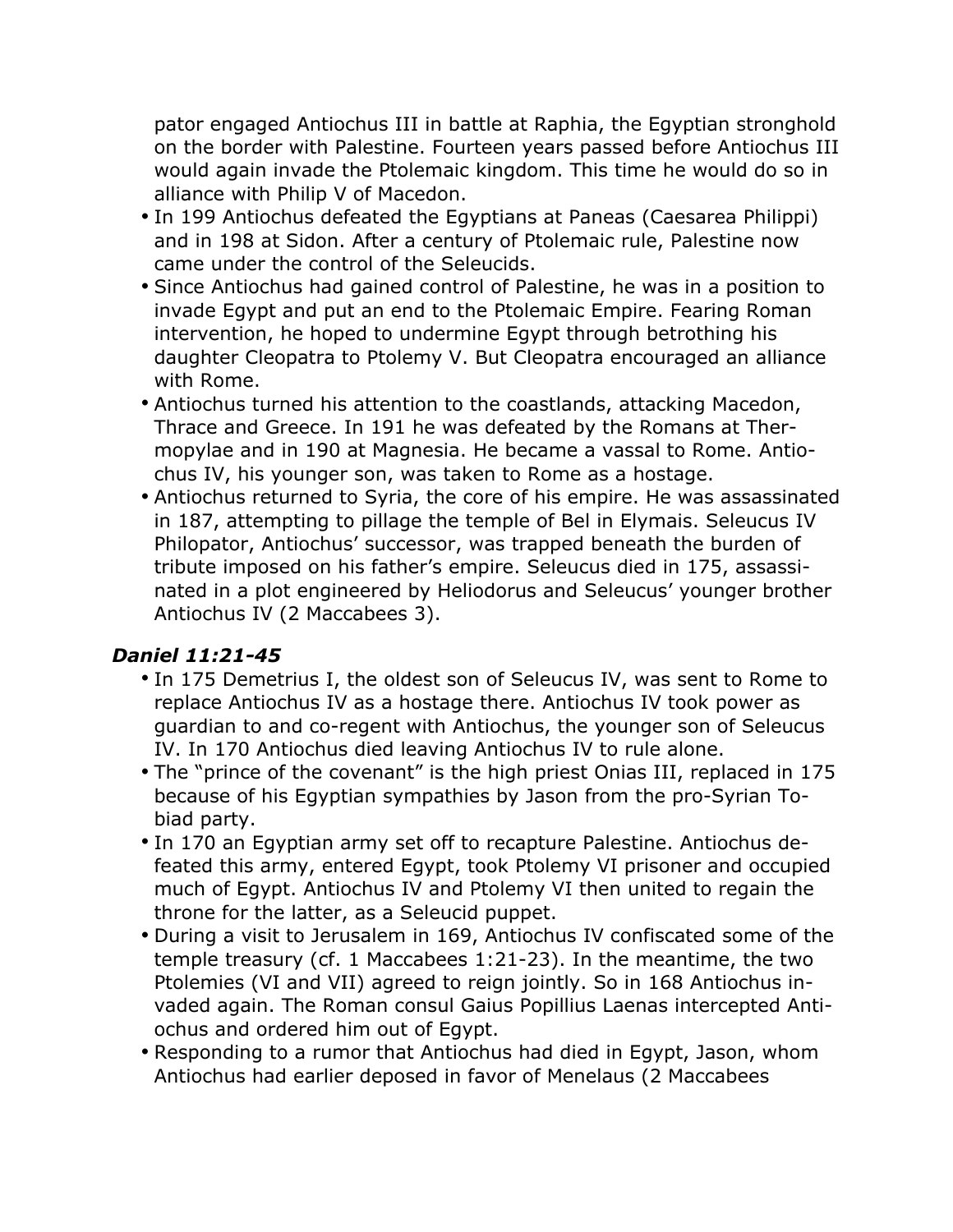pator engaged Antiochus III in battle at Raphia, the Egyptian stronghold on the border with Palestine. Fourteen years passed before Antiochus III would again invade the Ptolemaic kingdom. This time he would do so in alliance with Philip V of Macedon.

- In 199 Antiochus defeated the Egyptians at Paneas (Caesarea Philippi) and in 198 at Sidon. After a century of Ptolemaic rule, Palestine now came under the control of the Seleucids.
- Since Antiochus had gained control of Palestine, he was in a position to invade Egypt and put an end to the Ptolemaic Empire. Fearing Roman intervention, he hoped to undermine Egypt through betrothing his daughter Cleopatra to Ptolemy V. But Cleopatra encouraged an alliance with Rome.
- Antiochus turned his attention to the coastlands, attacking Macedon, Thrace and Greece. In 191 he was defeated by the Romans at Thermopylae and in 190 at Magnesia. He became a vassal to Rome. Antiochus IV, his younger son, was taken to Rome as a hostage.
- Antiochus returned to Syria, the core of his empire. He was assassinated in 187, attempting to pillage the temple of Bel in Elymais. Seleucus IV Philopator, Antiochus' successor, was trapped beneath the burden of tribute imposed on his father's empire. Seleucus died in 175, assassinated in a plot engineered by Heliodorus and Seleucus' younger brother Antiochus IV (2 Maccabees 3).

### *Daniel 11:21-45*

- In 175 Demetrius I, the oldest son of Seleucus IV, was sent to Rome to replace Antiochus IV as a hostage there. Antiochus IV took power as guardian to and co-regent with Antiochus, the younger son of Seleucus IV. In 170 Antiochus died leaving Antiochus IV to rule alone.
- The "prince of the covenant" is the high priest Onias III, replaced in 175 because of his Egyptian sympathies by Jason from the pro-Syrian Tobiad party.
- In 170 an Egyptian army set off to recapture Palestine. Antiochus defeated this army, entered Egypt, took Ptolemy VI prisoner and occupied much of Egypt. Antiochus IV and Ptolemy VI then united to regain the throne for the latter, as a Seleucid puppet.
- During a visit to Jerusalem in 169, Antiochus IV confiscated some of the temple treasury (cf. 1 Maccabees 1:21-23). In the meantime, the two Ptolemies (VI and VII) agreed to reign jointly. So in 168 Antiochus invaded again. The Roman consul Gaius Popillius Laenas intercepted Antiochus and ordered him out of Egypt.
- Responding to a rumor that Antiochus had died in Egypt, Jason, whom Antiochus had earlier deposed in favor of Menelaus (2 Maccabees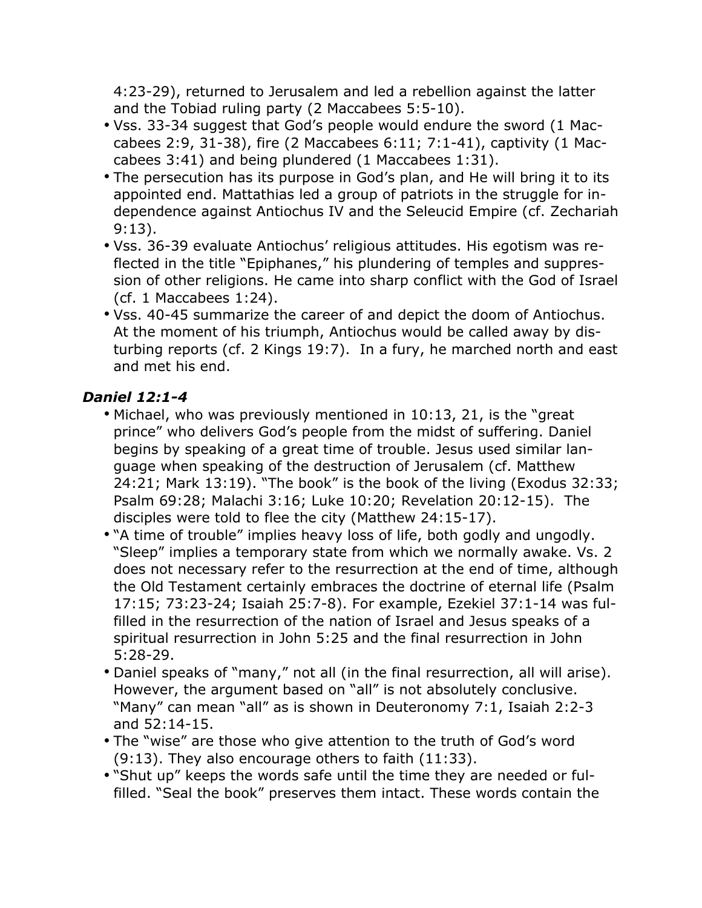4:23-29), returned to Jerusalem and led a rebellion against the latter and the Tobiad ruling party (2 Maccabees 5:5-10).

- Vss. 33-34 suggest that God's people would endure the sword (1 Maccabees 2:9, 31-38), fire (2 Maccabees 6:11; 7:1-41), captivity (1 Maccabees 3:41) and being plundered (1 Maccabees 1:31).
- The persecution has its purpose in God's plan, and He will bring it to its appointed end. Mattathias led a group of patriots in the struggle for independence against Antiochus IV and the Seleucid Empire (cf. Zechariah 9:13).
- Vss. 36-39 evaluate Antiochus' religious attitudes. His egotism was reflected in the title "Epiphanes," his plundering of temples and suppression of other religions. He came into sharp conflict with the God of Israel (cf. 1 Maccabees 1:24).
- Vss. 40-45 summarize the career of and depict the doom of Antiochus. At the moment of his triumph, Antiochus would be called away by disturbing reports (cf. 2 Kings 19:7). In a fury, he marched north and east and met his end.

### *Daniel 12:1-4*

- Michael, who was previously mentioned in 10:13, 21, is the "great prince" who delivers God's people from the midst of suffering. Daniel begins by speaking of a great time of trouble. Jesus used similar language when speaking of the destruction of Jerusalem (cf. Matthew 24:21; Mark 13:19). "The book" is the book of the living (Exodus 32:33; Psalm 69:28; Malachi 3:16; Luke 10:20; Revelation 20:12-15). The disciples were told to flee the city (Matthew 24:15-17).
- "A time of trouble" implies heavy loss of life, both godly and ungodly. "Sleep" implies a temporary state from which we normally awake. Vs. 2 does not necessary refer to the resurrection at the end of time, although the Old Testament certainly embraces the doctrine of eternal life (Psalm 17:15; 73:23-24; Isaiah 25:7-8). For example, Ezekiel 37:1-14 was fulfilled in the resurrection of the nation of Israel and Jesus speaks of a spiritual resurrection in John 5:25 and the final resurrection in John 5:28-29.
- Daniel speaks of "many," not all (in the final resurrection, all will arise). However, the argument based on "all" is not absolutely conclusive. "Many" can mean "all" as is shown in Deuteronomy 7:1, Isaiah 2:2-3 and 52:14-15.
- The "wise" are those who give attention to the truth of God's word (9:13). They also encourage others to faith (11:33).
- "Shut up" keeps the words safe until the time they are needed or fulfilled. "Seal the book" preserves them intact. These words contain the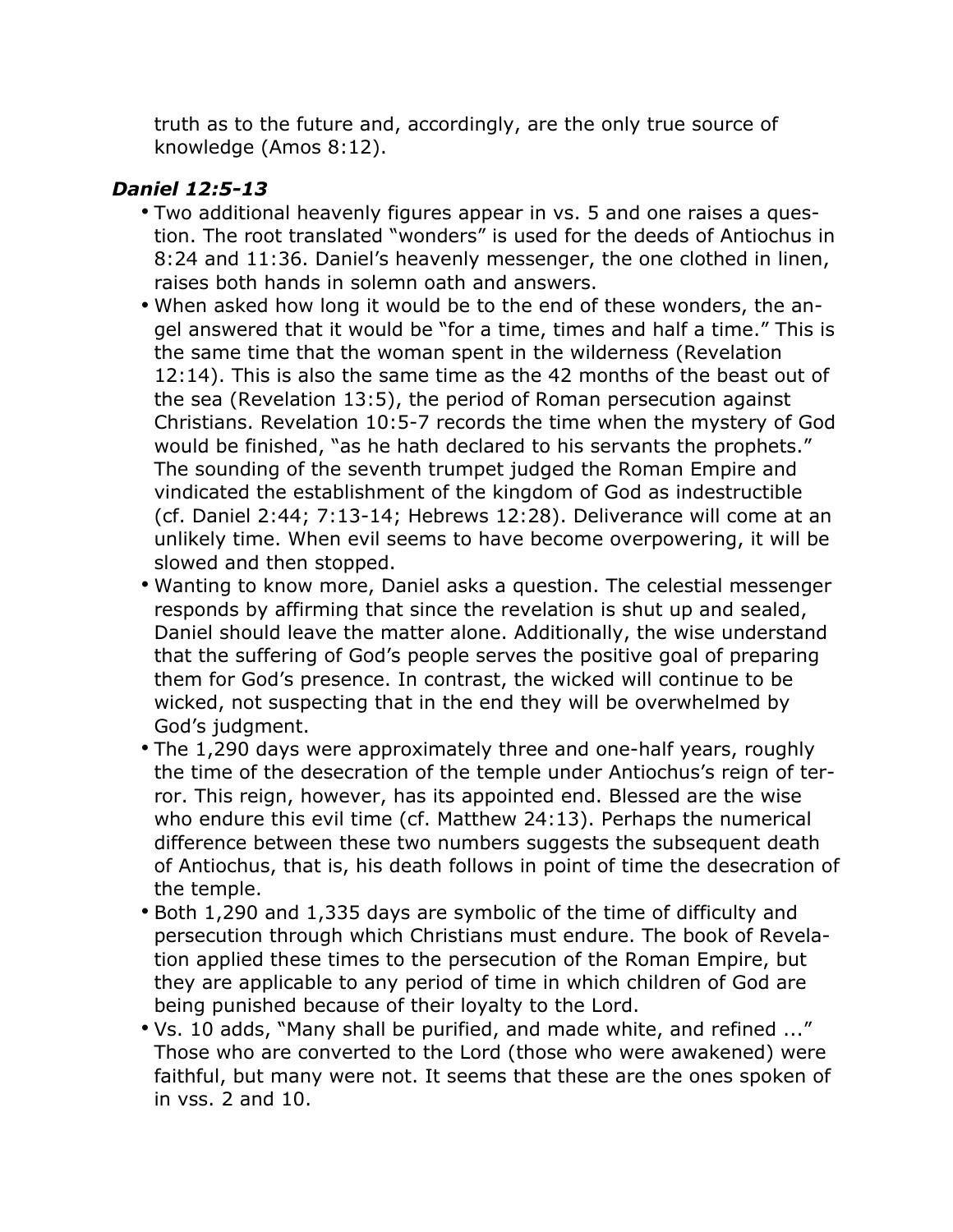truth as to the future and, accordingly, are the only true source of knowledge (Amos 8:12).

### *Daniel 12:5-13*

- Two additional heavenly figures appear in vs. 5 and one raises a question. The root translated "wonders" is used for the deeds of Antiochus in 8:24 and 11:36. Daniel's heavenly messenger, the one clothed in linen, raises both hands in solemn oath and answers.
- When asked how long it would be to the end of these wonders, the angel answered that it would be "for a time, times and half a time." This is the same time that the woman spent in the wilderness (Revelation 12:14). This is also the same time as the 42 months of the beast out of the sea (Revelation 13:5), the period of Roman persecution against Christians. Revelation 10:5-7 records the time when the mystery of God would be finished, "as he hath declared to his servants the prophets." The sounding of the seventh trumpet judged the Roman Empire and vindicated the establishment of the kingdom of God as indestructible (cf. Daniel 2:44; 7:13-14; Hebrews 12:28). Deliverance will come at an unlikely time. When evil seems to have become overpowering, it will be slowed and then stopped.
- Wanting to know more, Daniel asks a question. The celestial messenger responds by affirming that since the revelation is shut up and sealed, Daniel should leave the matter alone. Additionally, the wise understand that the suffering of God's people serves the positive goal of preparing them for God's presence. In contrast, the wicked will continue to be wicked, not suspecting that in the end they will be overwhelmed by God's judgment.
- The 1,290 days were approximately three and one-half years, roughly the time of the desecration of the temple under Antiochus's reign of terror. This reign, however, has its appointed end. Blessed are the wise who endure this evil time (cf. Matthew 24:13). Perhaps the numerical difference between these two numbers suggests the subsequent death of Antiochus, that is, his death follows in point of time the desecration of the temple.
- Both 1,290 and 1,335 days are symbolic of the time of difficulty and persecution through which Christians must endure. The book of Revelation applied these times to the persecution of the Roman Empire, but they are applicable to any period of time in which children of God are being punished because of their loyalty to the Lord.
- Vs. 10 adds, "Many shall be purified, and made white, and refined ..." Those who are converted to the Lord (those who were awakened) were faithful, but many were not. It seems that these are the ones spoken of in vss. 2 and 10.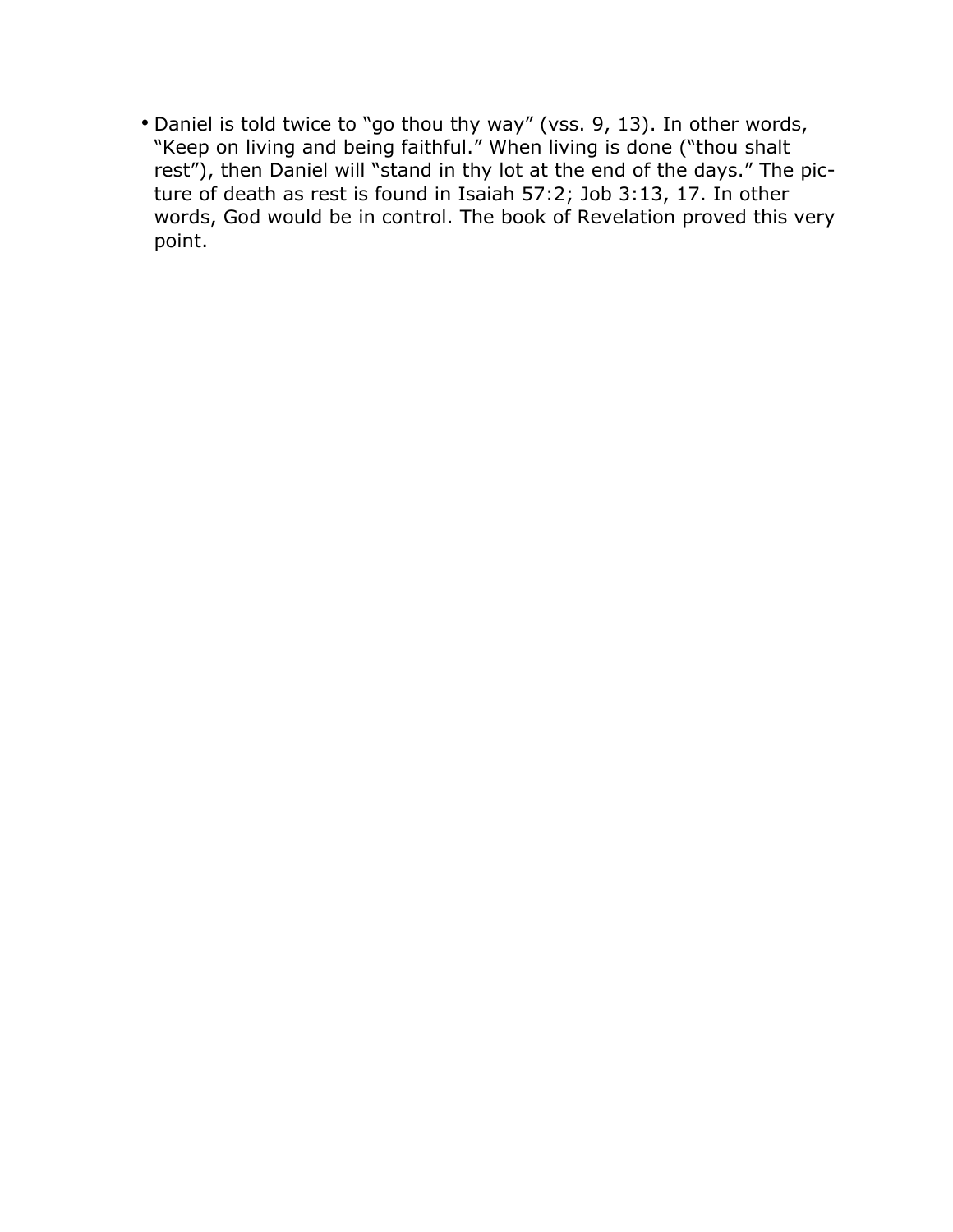- Daniel is told twice to "go thou thy way" (vss. 9, 13). In other words, "Keep on living and being faithful." When living is done ("thou shalt rest"), then Daniel will "stand in thy lot at the end of the days." The picture of death as rest is found in Isaiah 57:2; Job 3:13, 17. In other words, God would be in control. The book of Revelation proved this very point.